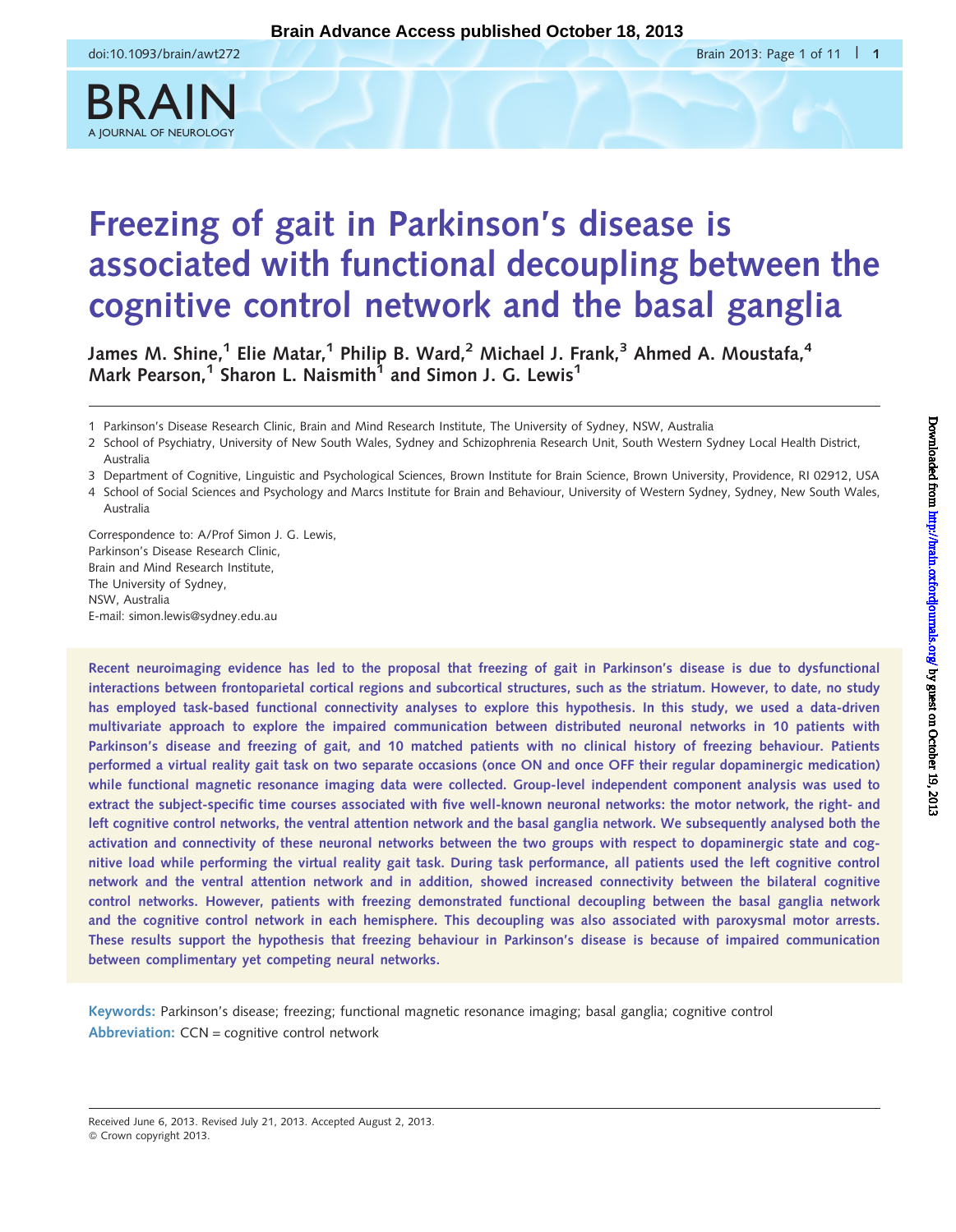# Freezing of gait in Parkinson's disease is associated with functional decoupling between the cognitive control network and the basal ganglia

James M. Shine,[1] Elie Matar,[1] Philip B. Ward,[2] Michael J. Frank,[3] Ahmed A. Moustafa,[4] Mark Pearson,[1] Sharon L. Naismith[1] and Simon J. G. Lewis[1]

1 Parkinson's Disease Research Clinic, Brain and Mind Research Institute, The University of Sydney, NSW, Australia
2 School of Psychiatry, University of New South Wales, Sydney and Schizophrenia Research Unit, South Western Sydney Local Health District, Australia
3 Department of Cognitive, Linguistic and Psychological Sciences, Brown Institute for Brain Science, Brown University, Providence, RI 02912, USA
4 School of Social Sciences and Psychology and Marcs Institute for Brain and Behaviour, University of Western Sydney, Sydney, New South Wales, Australia

Correspondence to: A/Prof Simon J. G. Lewis,
Parkinson's Disease Research Clinic,
Brain and Mind Research Institute,
The University of Sydney,
NSW, Australia
E-mail: simon.lewis@sydney.edu.au

**Recent neuroimaging evidence has led to the proposal that freezing of gait in Parkinson's disease is due to dysfunctional interactions between frontoparietal cortical regions and subcortical structures, such as the striatum. However, to date, no study has employed task-based functional connectivity analyses to explore this hypothesis. In this study, we used a data-driven multivariate approach to explore the impaired communication between distributed neuronal networks in 10 patients with Parkinson's disease and freezing of gait, and 10 matched patients with no clinical history of freezing behaviour. Patients performed a virtual reality gait task on two separate occasions (once ON and once OFF their regular dopaminergic medication) while functional magnetic resonance imaging data were collected. Group-level independent component analysis was used to extract the subject-specific time courses associated with five well-known neuronal networks: the motor network, the right- and left cognitive control networks, the ventral attention network and the basal ganglia network. We subsequently analysed both the activation and connectivity of these neuronal networks between the two groups with respect to dopaminergic state and cognitive load while performing the virtual reality gait task. During task performance, all patients used the left cognitive control network and the ventral attention network and in addition, showed increased connectivity between the bilateral cognitive control networks. However, patients with freezing demonstrated functional decoupling between the basal ganglia network and the cognitive control network in each hemisphere. This decoupling was also associated with paroxysmal motor arrests. These results support the hypothesis that freezing behaviour in Parkinson's disease is because of impaired communication between complimentary yet competing neural networks.**

**Keywords:** Parkinson's disease; freezing; functional magnetic resonance imaging; basal ganglia; cognitive control
**Abbreviation:** CCN = cognitive control network

Received June 6, 2013. Revised July 21, 2013. Accepted August 2, 2013.
© Crown copyright 2013.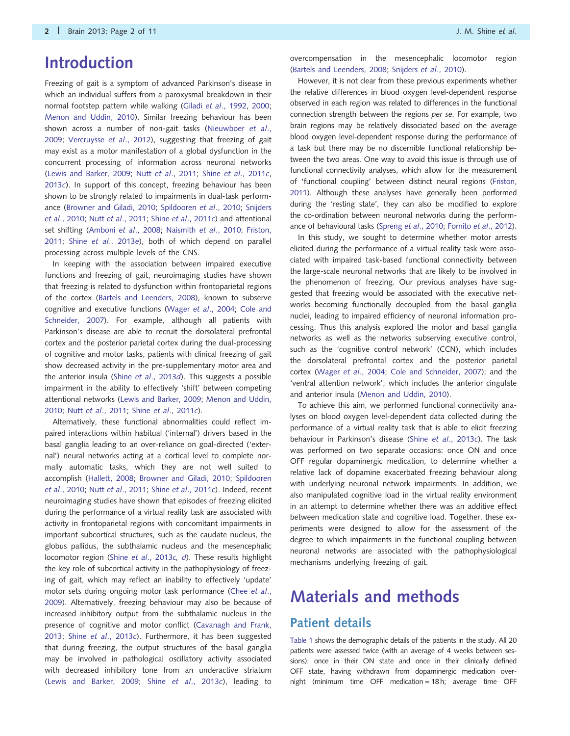# Introduction

Freezing of gait is a symptom of advanced Parkinson's disease in which an individual suffers from a paroxysmal breakdown in their normal footstep pattern while walking (Giladi *et al*., 1992, 2000; Menon and Uddin, 2010). Similar freezing behaviour has been shown across a number of non-gait tasks (Nieuwboer *et al*., 2009; Vercruysse *et al*., 2012), suggesting that freezing of gait may exist as a motor manifestation of a global dysfunction in the concurrent processing of information across neuronal networks (Lewis and Barker, 2009; Nutt *et al*., 2011; Shine *et al*., 2011*c*, 2013*c*). In support of this concept, freezing behaviour has been shown to be strongly related to impairments in dual-task performance (Browner and Giladi, 2010; Spildooren *et al*., 2010; Snijders *et al*., 2010; Nutt *et al*., 2011; Shine *et al*., 2011*c*) and attentional set shifting (Amboni *et al*., 2008; Naismith *et al*., 2010; Friston, 2011; Shine *et al*., 2013*e*), both of which depend on parallel processing across multiple levels of the CNS.

In keeping with the association between impaired executive functions and freezing of gait, neuroimaging studies have shown that freezing is related to dysfunction within frontoparietal regions of the cortex (Bartels and Leenders, 2008), known to subserve cognitive and executive functions (Wager *et al*., 2004; Cole and Schneider, 2007). For example, although all patients with Parkinson's disease are able to recruit the dorsolateral prefrontal cortex and the posterior parietal cortex during the dual-processing of cognitive and motor tasks, patients with clinical freezing of gait show decreased activity in the pre-supplementary motor area and the anterior insula (Shine *et al*., 2013*d*). This suggests a possible impairment in the ability to effectively 'shift' between competing attentional networks (Lewis and Barker, 2009; Menon and Uddin, 2010; Nutt *et al*., 2011; Shine *et al*., 2011*c*).

Alternatively, these functional abnormalities could reflect impaired interactions within habitual ('internal') drivers based in the basal ganglia leading to an over-reliance on goal-directed ('external') neural networks acting at a cortical level to complete normally automatic tasks, which they are not well suited to accomplish (Hallett, 2008; Browner and Giladi, 2010; Spildooren *et al*., 2010; Nutt *et al*., 2011; Shine *et al*., 2011*c*). Indeed, recent neuroimaging studies have shown that episodes of freezing elicited during the performance of a virtual reality task are associated with activity in frontoparietal regions with concomitant impairments in important subcortical structures, such as the caudate nucleus, the globus pallidus, the subthalamic nucleus and the mesencephalic locomotor region (Shine *et al*., 2013*c, d*). These results highlight the key role of subcortical activity in the pathophysiology of freezing of gait, which may reflect an inability to effectively 'update' motor sets during ongoing motor task performance (Chee *et al*., 2009). Alternatively, freezing behaviour may also be because of increased inhibitory output from the subthalamic nucleus in the presence of cognitive and motor conflict (Cavanagh and Frank, 2013; Shine *et al*., 2013*c*). Furthermore, it has been suggested that during freezing, the output structures of the basal ganglia may be involved in pathological oscillatory activity associated with decreased inhibitory tone from an underactive striatum (Lewis and Barker, 2009; Shine *et al*., 2013*c*), leading to overcompensation in the mesencephalic locomotor region (Bartels and Leenders, 2008; Snijders *et al*., 2010).

However, it is not clear from these previous experiments whether the relative differences in blood oxygen level-dependent response observed in each region was related to differences in the functional connection strength between the regions *per se*. For example, two brain regions may be relatively dissociated based on the average blood oxygen level-dependent response during the performance of a task but there may be no discernible functional relationship between the two areas. One way to avoid this issue is through use of functional connectivity analyses, which allow for the measurement of 'functional coupling' between distinct neural regions (Friston, 2011). Although these analyses have generally been performed during the 'resting state', they can also be modified to explore the co-ordination between neuronal networks during the performance of behavioural tasks (Spreng *et al*., 2010; Fornito *et al*., 2012).

In this study, we sought to determine whether motor arrests elicited during the performance of a virtual reality task were associated with impaired task-based functional connectivity between the large-scale neuronal networks that are likely to be involved in the phenomenon of freezing. Our previous analyses have suggested that freezing would be associated with the executive networks becoming functionally decoupled from the basal ganglia nuclei, leading to impaired efficiency of neuronal information processing. Thus this analysis explored the motor and basal ganglia networks as well as the networks subserving executive control, such as the 'cognitive control network' (CCN), which includes the dorsolateral prefrontal cortex and the posterior parietal cortex (Wager *et al*., 2004; Cole and Schneider, 2007); and the 'ventral attention network', which includes the anterior cingulate and anterior insula (Menon and Uddin, 2010).

To achieve this aim, we performed functional connectivity analyses on blood oxygen level-dependent data collected during the performance of a virtual reality task that is able to elicit freezing behaviour in Parkinson's disease (Shine *et al*., 2013*c*). The task was performed on two separate occasions: once ON and once OFF regular dopaminergic medication, to determine whether a relative lack of dopamine exacerbated freezing behaviour along with underlying neuronal network impairments. In addition, we also manipulated cognitive load in the virtual reality environment in an attempt to determine whether there was an additive effect between medication state and cognitive load. Together, these experiments were designed to allow for the assessment of the degree to which impairments in the functional coupling between neuronal networks are associated with the pathophysiological mechanisms underlying freezing of gait.

# Materials and methods

## Patient details

Table 1 shows the demographic details of the patients in the study. All 20 patients were assessed twice (with an average of 4 weeks between sessions): once in their ON state and once in their clinically defined OFF state, having withdrawn from dopaminergic medication overnight (minimum time OFF medication = 18 h; average time OFF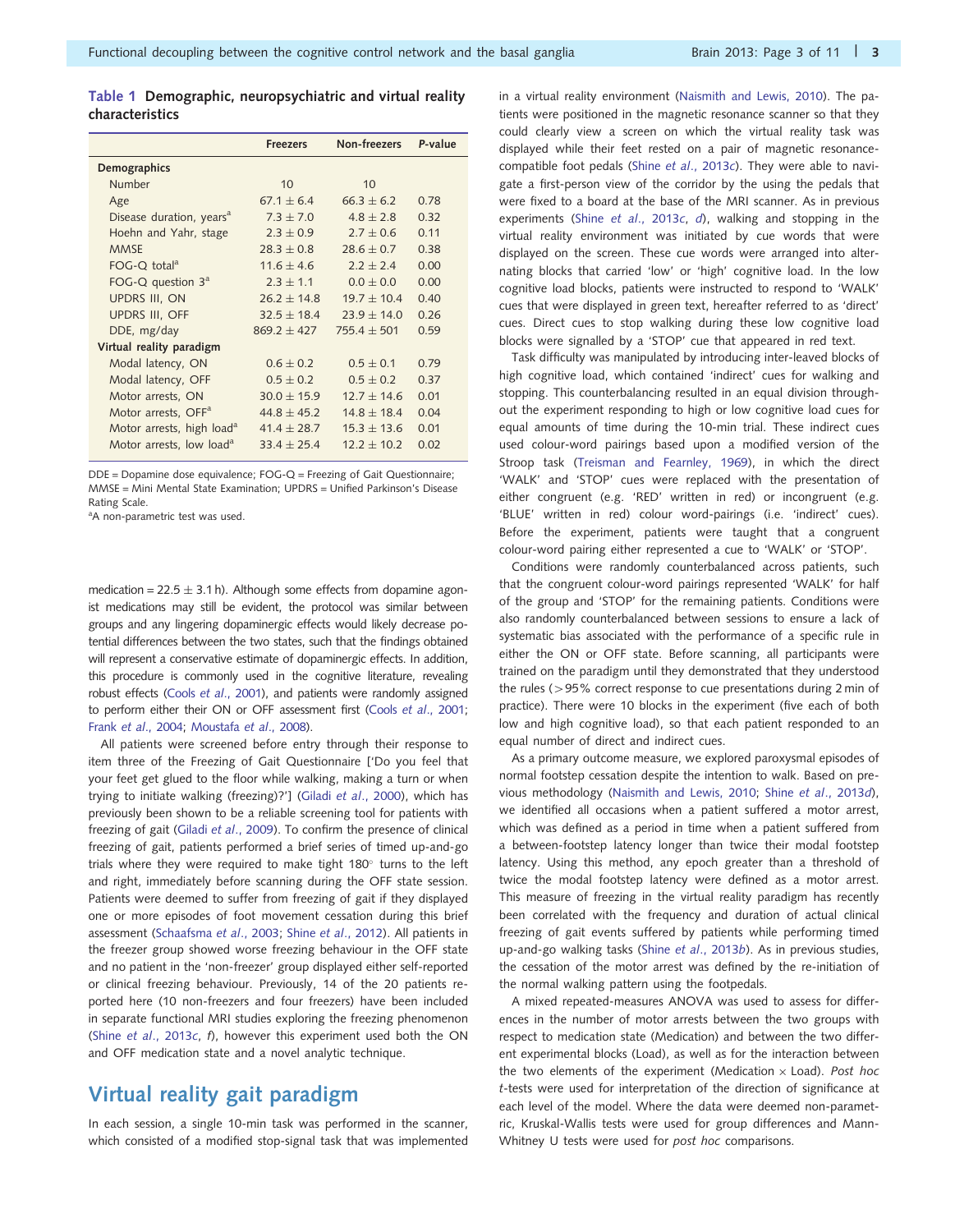**Table 1 Demographic, neuropsychiatric and virtual reality characteristics**

| | Freezers | Non-freezers | *P*-value |
|---|---|---|---|
| **Demographics** | | | |
| Number | 10 | 10 | |
| Age | 67.1 ± 6.4 | 66.3 ± 6.2 | 0.78 |
| Disease duration, years[a] | 7.3 ± 7.0 | 4.8 ± 2.8 | 0.32 |
| Hoehn and Yahr, stage | 2.3 ± 0.9 | 2.7 ± 0.6 | 0.11 |
| MMSE | 28.3 ± 0.8 | 28.6 ± 0.7 | 0.38 |
| FOG-Q total[a] | 11.6 ± 4.6 | 2.2 ± 2.4 | 0.00 |
| FOG-Q question 3[a] | 2.3 ± 1.1 | 0.0 ± 0.0 | 0.00 |
| UPDRS III, ON | 26.2 ± 14.8 | 19.7 ± 10.4 | 0.40 |
| UPDRS III, OFF | 32.5 ± 18.4 | 23.9 ± 14.0 | 0.26 |
| DDE, mg/day | 869.2 ± 427 | 755.4 ± 501 | 0.59 |
| **Virtual reality paradigm** | | | |
| Modal latency, ON | 0.6 ± 0.2 | 0.5 ± 0.1 | 0.79 |
| Modal latency, OFF | 0.5 ± 0.2 | 0.5 ± 0.2 | 0.37 |
| Motor arrests, ON | 30.0 ± 15.9 | 12.7 ± 14.6 | 0.01 |
| Motor arrests, OFF[a] | 44.8 ± 45.2 | 14.8 ± 18.4 | 0.04 |
| Motor arrests, high load[a] | 41.4 ± 28.7 | 15.3 ± 13.6 | 0.01 |
| Motor arrests, low load[a] | 33.4 ± 25.4 | 12.2 ± 10.2 | 0.02 |

DDE = Dopamine dose equivalence; FOG-Q = Freezing of Gait Questionnaire; MMSE = Mini Mental State Examination; UPDRS = Unified Parkinson's Disease Rating Scale.

[a]A non-parametric test was used.

medication = 22.5 ± 3.1 h). Although some effects from dopamine agonist medications may still be evident, the protocol was similar between groups and any lingering dopaminergic effects would likely decrease potential differences between the two states, such that the findings obtained will represent a conservative estimate of dopaminergic effects. In addition, this procedure is commonly used in the cognitive literature, revealing robust effects (Cools *et al*., 2001), and patients were randomly assigned to perform either their ON or OFF assessment first (Cools *et al*., 2001; Frank *et al*., 2004; Moustafa *et al*., 2008).

All patients were screened before entry through their response to item three of the Freezing of Gait Questionnaire ['Do you feel that your feet get glued to the floor while walking, making a turn or when trying to initiate walking (freezing)?'] (Giladi *et al*., 2000), which has previously been shown to be a reliable screening tool for patients with freezing of gait (Giladi *et al*., 2009). To confirm the presence of clinical freezing of gait, patients performed a brief series of timed up-and-go trials where they were required to make tight 180° turns to the left and right, immediately before scanning during the OFF state session. Patients were deemed to suffer from freezing of gait if they displayed one or more episodes of foot movement cessation during this brief assessment (Schaafsma *et al*., 2003; Shine *et al*., 2012). All patients in the freezer group showed worse freezing behaviour in the OFF state and no patient in the 'non-freezer' group displayed either self-reported or clinical freezing behaviour. Previously, 14 of the 20 patients reported here (10 non-freezers and four freezers) have been included in separate functional MRI studies exploring the freezing phenomenon (Shine *et al*., 2013*c*, *f*), however this experiment used both the ON and OFF medication state and a novel analytic technique.

## Virtual reality gait paradigm

In each session, a single 10-min task was performed in the scanner, which consisted of a modified stop-signal task that was implemented in a virtual reality environment (Naismith and Lewis, 2010). The patients were positioned in the magnetic resonance scanner so that they could clearly view a screen on which the virtual reality task was displayed while their feet rested on a pair of magnetic resonance-compatible foot pedals (Shine *et al*., 2013*c*). They were able to navigate a first-person view of the corridor by the using the pedals that were fixed to a board at the base of the MRI scanner. As in previous experiments (Shine *et al*., 2013*c*, *d*), walking and stopping in the virtual reality environment was initiated by cue words that were displayed on the screen. These cue words were arranged into alternating blocks that carried 'low' or 'high' cognitive load. In the low cognitive load blocks, patients were instructed to respond to 'WALK' cues that were displayed in green text, hereafter referred to as 'direct' cues. Direct cues to stop walking during these low cognitive load blocks were signalled by a 'STOP' cue that appeared in red text.

Task difficulty was manipulated by introducing inter-leaved blocks of high cognitive load, which contained 'indirect' cues for walking and stopping. This counterbalancing resulted in an equal division throughout the experiment responding to high or low cognitive load cues for equal amounts of time during the 10-min trial. These indirect cues used colour-word pairings based upon a modified version of the Stroop task (Treisman and Fearnley, 1969), in which the direct 'WALK' and 'STOP' cues were replaced with the presentation of either congruent (e.g. 'RED' written in red) or incongruent (e.g. 'BLUE' written in red) colour word-pairings (i.e. 'indirect' cues). Before the experiment, patients were taught that a congruent colour-word pairing either represented a cue to 'WALK' or 'STOP'.

Conditions were randomly counterbalanced across patients, such that the congruent colour-word pairings represented 'WALK' for half of the group and 'STOP' for the remaining patients. Conditions were also randomly counterbalanced between sessions to ensure a lack of systematic bias associated with the performance of a specific rule in either the ON or OFF state. Before scanning, all participants were trained on the paradigm until they demonstrated that they understood the rules (>95% correct response to cue presentations during 2 min of practice). There were 10 blocks in the experiment (five each of both low and high cognitive load), so that each patient responded to an equal number of direct and indirect cues.

As a primary outcome measure, we explored paroxysmal episodes of normal footstep cessation despite the intention to walk. Based on previous methodology (Naismith and Lewis, 2010; Shine *et al*., 2013*d*), we identified all occasions when a patient suffered a motor arrest, which was defined as a period in time when a patient suffered from a between-footstep latency longer than twice their modal footstep latency. Using this method, any epoch greater than a threshold of twice the modal footstep latency were defined as a motor arrest. This measure of freezing in the virtual reality paradigm has recently been correlated with the frequency and duration of actual clinical freezing of gait events suffered by patients while performing timed up-and-go walking tasks (Shine *et al*., 2013*b*). As in previous studies, the cessation of the motor arrest was defined by the re-initiation of the normal walking pattern using the footpedals.

A mixed repeated-measures ANOVA was used to assess for differences in the number of motor arrests between the two groups with respect to medication state (Medication) and between the two different experimental blocks (Load), as well as for the interaction between the two elements of the experiment (Medication × Load). *Post hoc t*-tests were used for interpretation of the direction of significance at each level of the model. Where the data were deemed non-parametric, Kruskal-Wallis tests were used for group differences and Mann-Whitney U tests were used for *post hoc* comparisons.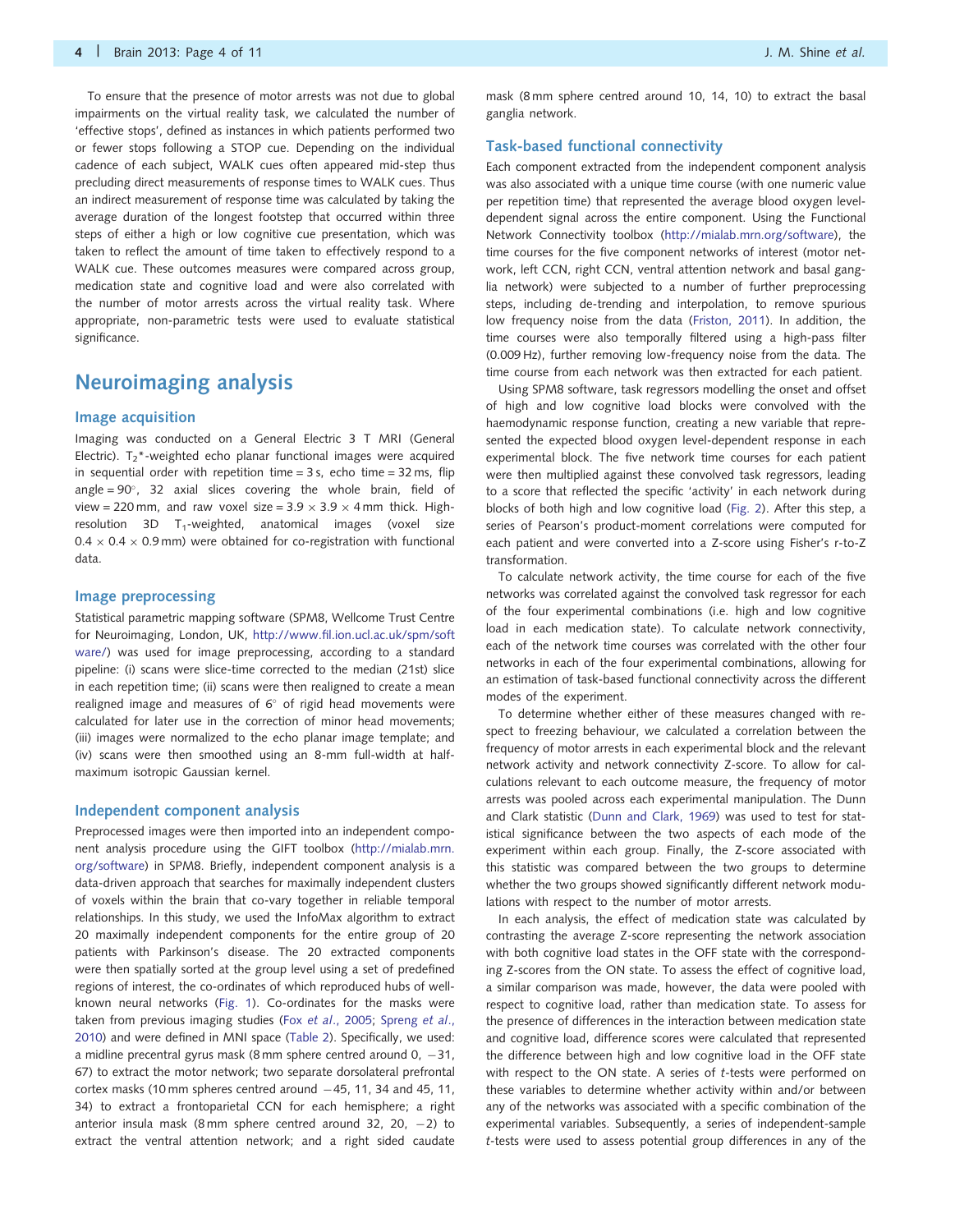To ensure that the presence of motor arrests was not due to global impairments on the virtual reality task, we calculated the number of 'effective stops', defined as instances in which patients performed two or fewer stops following a STOP cue. Depending on the individual cadence of each subject, WALK cues often appeared mid-step thus precluding direct measurements of response times to WALK cues. Thus an indirect measurement of response time was calculated by taking the average duration of the longest footstep that occurred within three steps of either a high or low cognitive cue presentation, which was taken to reflect the amount of time taken to effectively respond to a WALK cue. These outcomes measures were compared across group, medication state and cognitive load and were also correlated with the number of motor arrests across the virtual reality task. Where appropriate, non-parametric tests were used to evaluate statistical significance.

# Neuroimaging analysis

## Image acquisition

Imaging was conducted on a General Electric 3 T MRI (General Electric). $T_2$*-weighted echo planar functional images were acquired in sequential order with repetition time = 3 s, echo time = 32 ms, flip angle = 90°, 32 axial slices covering the whole brain, field of view = 220 mm, and raw voxel size = 3.9 × 3.9 × 4 mm thick. High-resolution 3D $T_1$-weighted, anatomical images (voxel size 0.4 × 0.4 × 0.9 mm) were obtained for co-registration with functional data.

## Image preprocessing

Statistical parametric mapping software (SPM8, Wellcome Trust Centre for Neuroimaging, London, UK, http://www.fil.ion.ucl.ac.uk/spm/software/) was used for image preprocessing, according to a standard pipeline: (i) scans were slice-time corrected to the median (21st) slice in each repetition time; (ii) scans were then realigned to create a mean realigned image and measures of 6° of rigid head movements were calculated for later use in the correction of minor head movements; (iii) images were normalized to the echo planar image template; and (iv) scans were then smoothed using an 8-mm full-width at half-maximum isotropic Gaussian kernel.

## Independent component analysis

Preprocessed images were then imported into an independent component analysis procedure using the GIFT toolbox (http://mialab.mrn.org/software) in SPM8. Briefly, independent component analysis is a data-driven approach that searches for maximally independent clusters of voxels within the brain that co-vary together in reliable temporal relationships. In this study, we used the InfoMax algorithm to extract 20 maximally independent components for the entire group of 20 patients with Parkinson's disease. The 20 extracted components were then spatially sorted at the group level using a set of predefined regions of interest, the co-ordinates of which reproduced hubs of well-known neural networks (Fig. 1). Co-ordinates for the masks were taken from previous imaging studies (Fox *et al*., 2005; Spreng *et al*., 2010) and were defined in MNI space (Table 2). Specifically, we used: a midline precentral gyrus mask (8 mm sphere centred around 0, −31, 67) to extract the motor network; two separate dorsolateral prefrontal cortex masks (10 mm spheres centred around −45, 11, 34 and 45, 11, 34) to extract a frontoparietal CCN for each hemisphere; a right anterior insula mask (8 mm sphere centred around 32, 20, −2) to extract the ventral attention network; and a right sided caudate mask (8 mm sphere centred around 10, 14, 10) to extract the basal ganglia network.

## Task-based functional connectivity

Each component extracted from the independent component analysis was also associated with a unique time course (with one numeric value per repetition time) that represented the average blood oxygen level-dependent signal across the entire component. Using the Functional Network Connectivity toolbox (http://mialab.mrn.org/software), the time courses for the five component networks of interest (motor network, left CCN, right CCN, ventral attention network and basal ganglia network) were subjected to a number of further preprocessing steps, including de-trending and interpolation, to remove spurious low frequency noise from the data (Friston, 2011). In addition, the time courses were also temporally filtered using a high-pass filter (0.009 Hz), further removing low-frequency noise from the data. The time course from each network was then extracted for each patient.

Using SPM8 software, task regressors modelling the onset and offset of high and low cognitive load blocks were convolved with the haemodynamic response function, creating a new variable that represented the expected blood oxygen level-dependent response in each experimental block. The five network time courses for each patient were then multiplied against these convolved task regressors, leading to a score that reflected the specific 'activity' in each network during blocks of both high and low cognitive load (Fig. 2). After this step, a series of Pearson's product-moment correlations were computed for each patient and were converted into a Z-score using Fisher's r-to-Z transformation.

To calculate network activity, the time course for each of the five networks was correlated against the convolved task regressor for each of the four experimental combinations (i.e. high and low cognitive load in each medication state). To calculate network connectivity, each of the network time courses was correlated with the other four networks in each of the four experimental combinations, allowing for an estimation of task-based functional connectivity across the different modes of the experiment.

To determine whether either of these measures changed with respect to freezing behaviour, we calculated a correlation between the frequency of motor arrests in each experimental block and the relevant network activity and network connectivity Z-score. To allow for calculations relevant to each outcome measure, the frequency of motor arrests was pooled across each experimental manipulation. The Dunn and Clark statistic (Dunn and Clark, 1969) was used to test for statistical significance between the two aspects of each mode of the experiment within each group. Finally, the Z-score associated with this statistic was compared between the two groups to determine whether the two groups showed significantly different network modulations with respect to the number of motor arrests.

In each analysis, the effect of medication state was calculated by contrasting the average Z-score representing the network association with both cognitive load states in the OFF state with the corresponding Z-scores from the ON state. To assess the effect of cognitive load, a similar comparison was made, however, the data were pooled with respect to cognitive load, rather than medication state. To assess for the presence of differences in the interaction between medication state and cognitive load, difference scores were calculated that represented the difference between high and low cognitive load in the OFF state with respect to the ON state. A series of *t*-tests were performed on these variables to determine whether activity within and/or between any of the networks was associated with a specific combination of the experimental variables. Subsequently, a series of independent-sample *t*-tests were used to assess potential group differences in any of the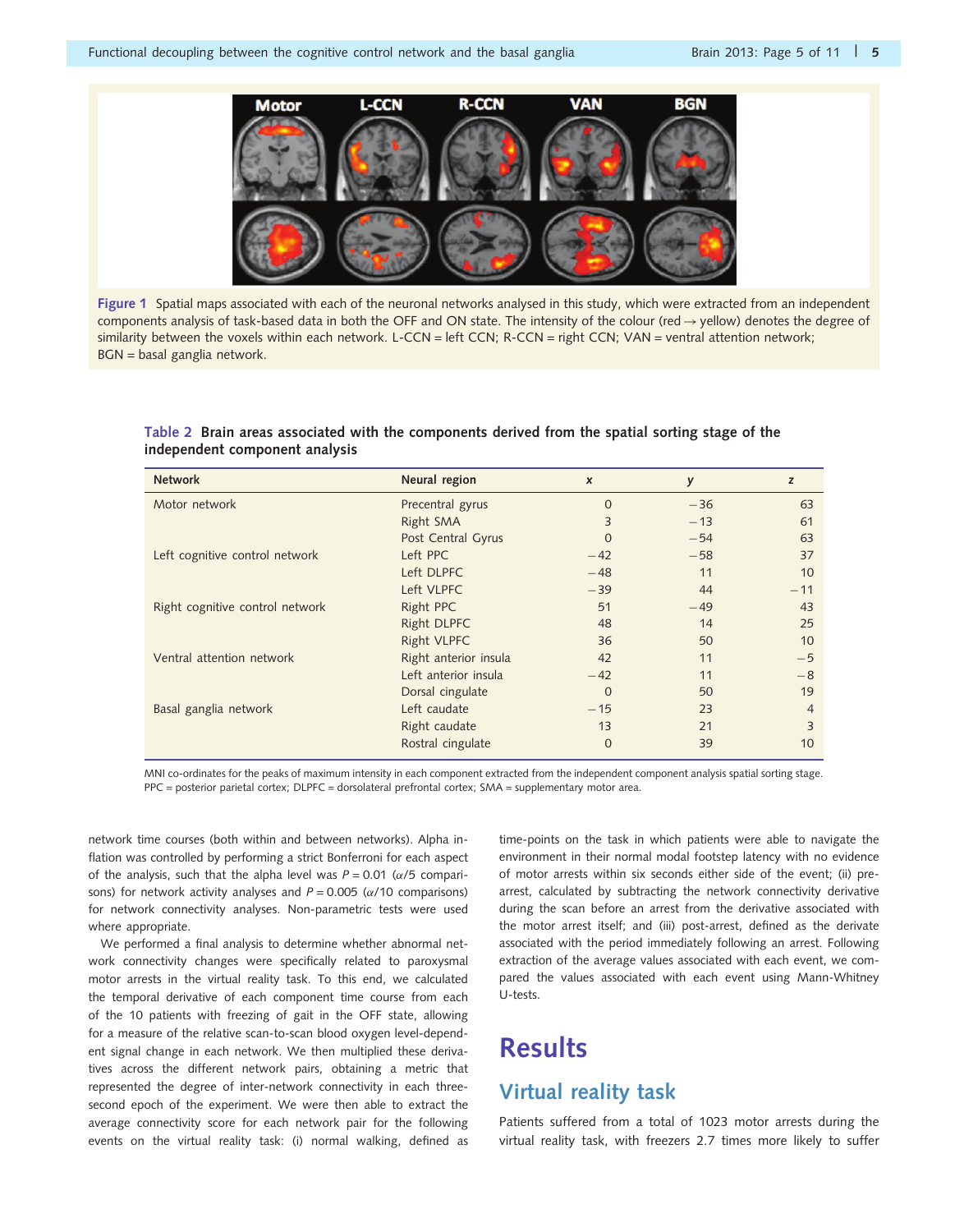Figure 1 Spatial maps associated with each of the neuronal networks analysed in this study, which were extracted from an independent components analysis of task-based data in both the OFF and ON state. The intensity of the colour (red → yellow) denotes the degree of similarity between the voxels within each network. L-CCN = left CCN; R-CCN = right CCN; VAN = ventral attention network; BGN = basal ganglia network.

**Table 2 Brain areas associated with the components derived from the spatial sorting stage of the independent component analysis**

| Network | Neural region | x | y | z |
|---|---|---|---|---|
| Motor network | Precentral gyrus | 0 | −36 | 63 |
| | Right SMA | 3 | −13 | 61 |
| | Post Central Gyrus | 0 | −54 | 63 |
| Left cognitive control network | Left PPC | −42 | −58 | 37 |
| | Left DLPFC | −48 | 11 | 10 |
| | Left VLPFC | −39 | 44 | −11 |
| Right cognitive control network | Right PPC | 51 | −49 | 43 |
| | Right DLPFC | 48 | 14 | 25 |
| | Right VLPFC | 36 | 50 | 10 |
| Ventral attention network | Right anterior insula | 42 | 11 | −5 |
| | Left anterior insula | −42 | 11 | −8 |
| | Dorsal cingulate | 0 | 50 | 19 |
| Basal ganglia network | Left caudate | −15 | 23 | 4 |
| | Right caudate | 13 | 21 | 3 |
| | Rostral cingulate | 0 | 39 | 10 |

MNI co-ordinates for the peaks of maximum intensity in each component extracted from the independent component analysis spatial sorting stage. PPC = posterior parietal cortex; DLPFC = dorsolateral prefrontal cortex; SMA = supplementary motor area.

network time courses (both within and between networks). Alpha inflation was controlled by performing a strict Bonferroni for each aspect of the analysis, such that the alpha level was $P = 0.01$ ($\alpha$/5 comparisons) for network activity analyses and $P = 0.005$ ($\alpha$/10 comparisons) for network connectivity analyses. Non-parametric tests were used where appropriate.

We performed a final analysis to determine whether abnormal network connectivity changes were specifically related to paroxysmal motor arrests in the virtual reality task. To this end, we calculated the temporal derivative of each component time course from each of the 10 patients with freezing of gait in the OFF state, allowing for a measure of the relative scan-to-scan blood oxygen level-dependent signal change in each network. We then multiplied these derivatives across the different network pairs, obtaining a metric that represented the degree of inter-network connectivity in each three-second epoch of the experiment. We were then able to extract the average connectivity score for each network pair for the following events on the virtual reality task: (i) normal walking, defined as time-points on the task in which patients were able to navigate the environment in their normal modal footstep latency with no evidence of motor arrests within six seconds either side of the event; (ii) pre-arrest, calculated by subtracting the network connectivity derivative during the scan before an arrest from the derivative associated with the motor arrest itself; and (iii) post-arrest, defined as the derivate associated with the period immediately following an arrest. Following extraction of the average values associated with each event, we compared the values associated with each event using Mann-Whitney U-tests.

# Results

## Virtual reality task

Patients suffered from a total of 1023 motor arrests during the virtual reality task, with freezers 2.7 times more likely to suffer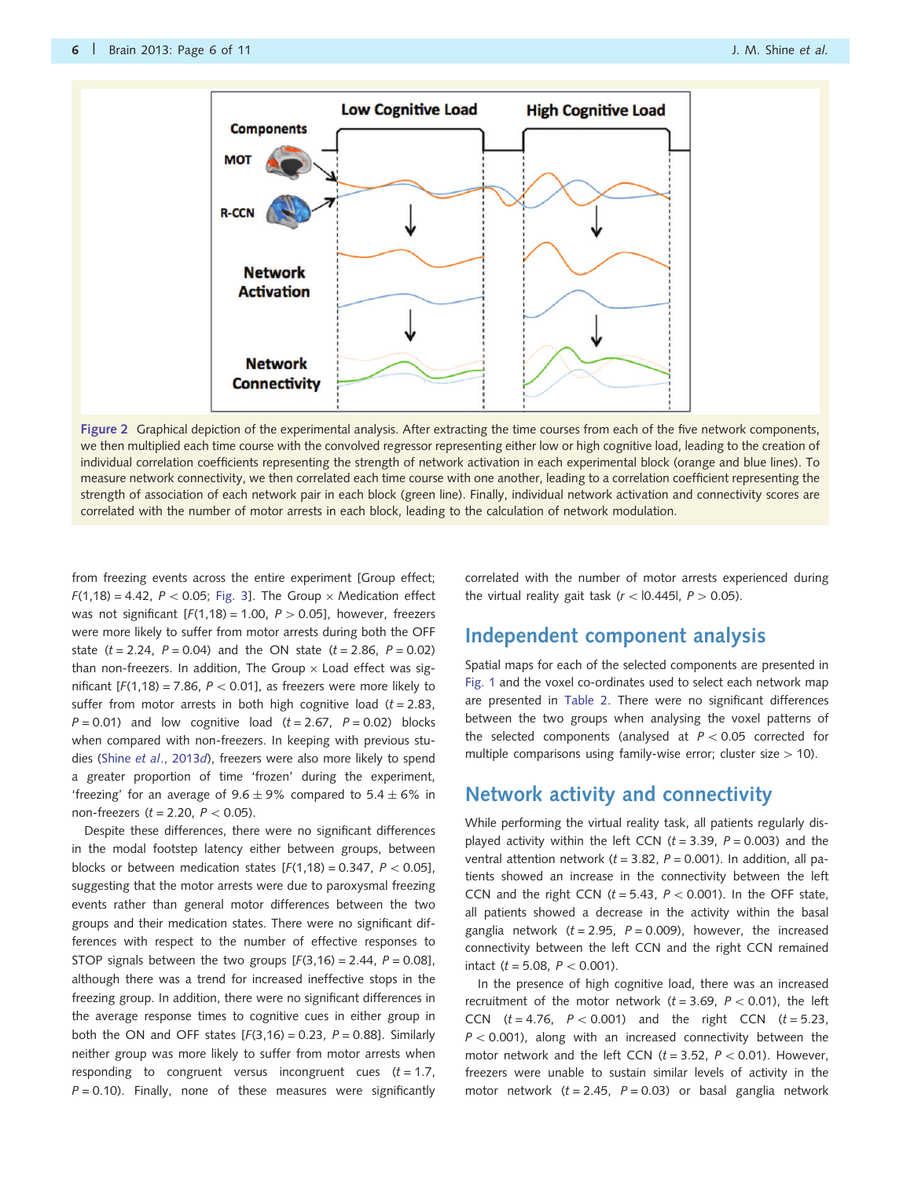Figure 2 Graphical depiction of the experimental analysis. After extracting the time courses from each of the five network components, we then multiplied each time course with the convolved regressor representing either low or high cognitive load, leading to the creation of individual correlation coefficients representing the strength of network activation in each experimental block (orange and blue lines). To measure network connectivity, we then correlated each time course with one another, leading to a correlation coefficient representing the strength of association of each network pair in each block (green line). Finally, individual network activation and connectivity scores are correlated with the number of motor arrests in each block, leading to the calculation of network modulation.

from freezing events across the entire experiment [Group effect; $F(1,18) = 4.42$, $P < 0.05$; Fig. 3]. The Group × Medication effect was not significant [$F(1,18) = 1.00$, $P > 0.05$], however, freezers were more likely to suffer from motor arrests during both the OFF state ($t = 2.24$, $P = 0.04$) and the ON state ($t = 2.86$, $P = 0.02$) than non-freezers. In addition, The Group × Load effect was significant [$F(1,18) = 7.86$, $P < 0.01$], as freezers were more likely to suffer from motor arrests in both high cognitive load ($t = 2.83$, $P = 0.01$) and low cognitive load ($t = 2.67$, $P = 0.02$) blocks when compared with non-freezers. In keeping with previous studies (Shine *et al*., 2013*d*), freezers were also more likely to spend a greater proportion of time 'frozen' during the experiment, 'freezing' for an average of $9.6 \pm 9\%$ compared to $5.4 \pm 6\%$ in non-freezers ($t = 2.20$, $P < 0.05$).

Despite these differences, there were no significant differences in the modal footstep latency either between groups, between blocks or between medication states [$F(1,18) = 0.347$, $P < 0.05$], suggesting that the motor arrests were due to paroxysmal freezing events rather than general motor differences between the two groups and their medication states. There were no significant differences with respect to the number of effective responses to STOP signals between the two groups [$F(3,16) = 2.44$, $P = 0.08$], although there was a trend for increased ineffective stops in the freezing group. In addition, there were no significant differences in the average response times to cognitive cues in either group in both the ON and OFF states [$F(3,16) = 0.23$, $P = 0.88$]. Similarly neither group was more likely to suffer from motor arrests when responding to congruent versus incongruent cues ($t = 1.7$, $P = 0.10$). Finally, none of these measures were significantly correlated with the number of motor arrests experienced during the virtual reality gait task ($r < |0.445|$, $P > 0.05$).

## Independent component analysis

Spatial maps for each of the selected components are presented in Fig. 1 and the voxel co-ordinates used to select each network map are presented in Table 2. There were no significant differences between the two groups when analysing the voxel patterns of the selected components (analysed at $P < 0.05$ corrected for multiple comparisons using family-wise error; cluster size > 10).

## Network activity and connectivity

While performing the virtual reality task, all patients regularly displayed activity within the left CCN ($t = 3.39$, $P = 0.003$) and the ventral attention network ($t = 3.82$, $P = 0.001$). In addition, all patients showed an increase in the connectivity between the left CCN and the right CCN ($t = 5.43$, $P < 0.001$). In the OFF state, all patients showed a decrease in the activity within the basal ganglia network ($t = 2.95$, $P = 0.009$), however, the increased connectivity between the left CCN and the right CCN remained intact ($t = 5.08$, $P < 0.001$).

In the presence of high cognitive load, there was an increased recruitment of the motor network ($t = 3.69$, $P < 0.01$), the left CCN ($t = 4.76$, $P < 0.001$) and the right CCN ($t = 5.23$, $P < 0.001$), along with an increased connectivity between the motor network and the left CCN ($t = 3.52$, $P < 0.01$). However, freezers were unable to sustain similar levels of activity in the motor network ($t = 2.45$, $P = 0.03$) or basal ganglia network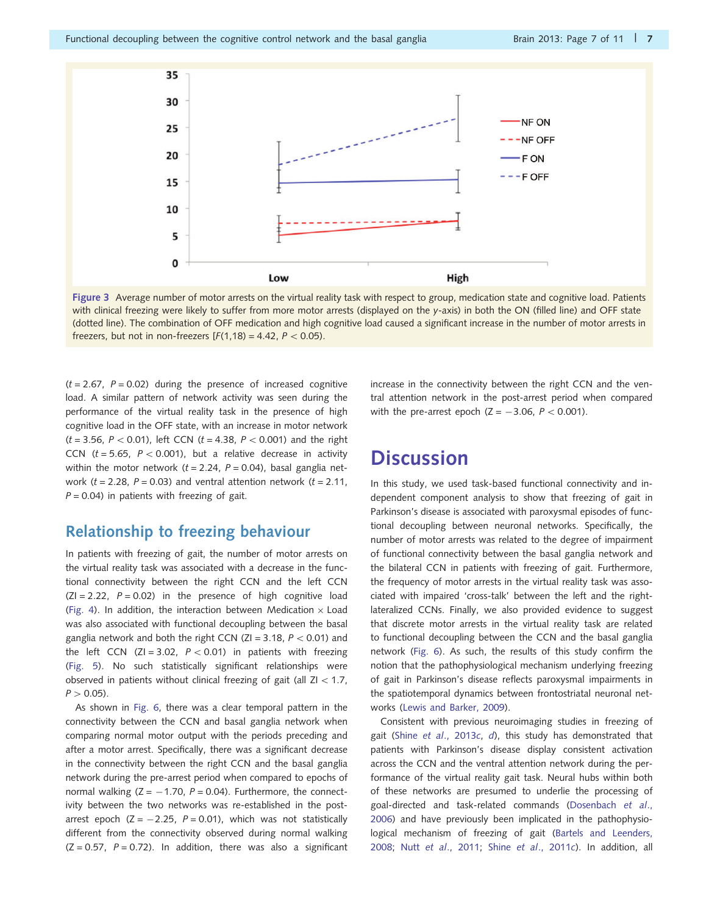Figure 3 Average number of motor arrests on the virtual reality task with respect to group, medication state and cognitive load. Patients with clinical freezing were likely to suffer from more motor arrests (displayed on the y-axis) in both the ON (filled line) and OFF state (dotted line). The combination of OFF medication and high cognitive load caused a significant increase in the number of motor arrests in freezers, but not in non-freezers [$F(1,18) = 4.42$, $P < 0.05$).

($t = 2.67$, $P = 0.02$) during the presence of increased cognitive load. A similar pattern of network activity was seen during the performance of the virtual reality task in the presence of high cognitive load in the OFF state, with an increase in motor network ($t = 3.56$, $P < 0.01$), left CCN ($t = 4.38$, $P < 0.001$) and the right CCN ($t = 5.65$, $P < 0.001$), but a relative decrease in activity within the motor network ($t = 2.24$, $P = 0.04$), basal ganglia network ($t = 2.28$, $P = 0.03$) and ventral attention network ($t = 2.11$, $P = 0.04$) in patients with freezing of gait.

## Relationship to freezing behaviour

In patients with freezing of gait, the number of motor arrests on the virtual reality task was associated with a decrease in the functional connectivity between the right CCN and the left CCN (ZI = 2.22, $P = 0.02$) in the presence of high cognitive load (Fig. 4). In addition, the interaction between Medication × Load was also associated with functional decoupling between the basal ganglia network and both the right CCN (ZI = 3.18, $P < 0.01$) and the left CCN (ZI = 3.02, $P < 0.01$) in patients with freezing (Fig. 5). No such statistically significant relationships were observed in patients without clinical freezing of gait (all ZI < 1.7, $P > 0.05$).

As shown in Fig. 6, there was a clear temporal pattern in the connectivity between the CCN and basal ganglia network when comparing normal motor output with the periods preceding and after a motor arrest. Specifically, there was a significant decrease in the connectivity between the right CCN and the basal ganglia network during the pre-arrest period when compared to epochs of normal walking ($Z = -1.70$, $P = 0.04$). Furthermore, the connectivity between the two networks was re-established in the post-arrest epoch ($Z = -2.25$, $P = 0.01$), which was not statistically different from the connectivity observed during normal walking ($Z = 0.57$, $P = 0.72$). In addition, there was also a significant increase in the connectivity between the right CCN and the ventral attention network in the post-arrest period when compared with the pre-arrest epoch ($Z = -3.06$, $P < 0.001$).

# Discussion

In this study, we used task-based functional connectivity and independent component analysis to show that freezing of gait in Parkinson's disease is associated with paroxysmal episodes of functional decoupling between neuronal networks. Specifically, the number of motor arrests was related to the degree of impairment of functional connectivity between the basal ganglia network and the bilateral CCN in patients with freezing of gait. Furthermore, the frequency of motor arrests in the virtual reality task was associated with impaired 'cross-talk' between the left and the right-lateralized CCNs. Finally, we also provided evidence to suggest that discrete motor arrests in the virtual reality task are related to functional decoupling between the CCN and the basal ganglia network (Fig. 6). As such, the results of this study confirm the notion that the pathophysiological mechanism underlying freezing of gait in Parkinson's disease reflects paroxysmal impairments in the spatiotemporal dynamics between frontostriatal neuronal networks (Lewis and Barker, 2009).

Consistent with previous neuroimaging studies in freezing of gait (Shine *et al*., 2013*c*, *d*), this study has demonstrated that patients with Parkinson's disease display consistent activation across the CCN and the ventral attention network during the performance of the virtual reality gait task. Neural hubs within both of these networks are presumed to underlie the processing of goal-directed and task-related commands (Dosenbach *et al*., 2006) and have previously been implicated in the pathophysiological mechanism of freezing of gait (Bartels and Leenders, 2008; Nutt *et al*., 2011; Shine *et al*., 2011*c*). In addition, all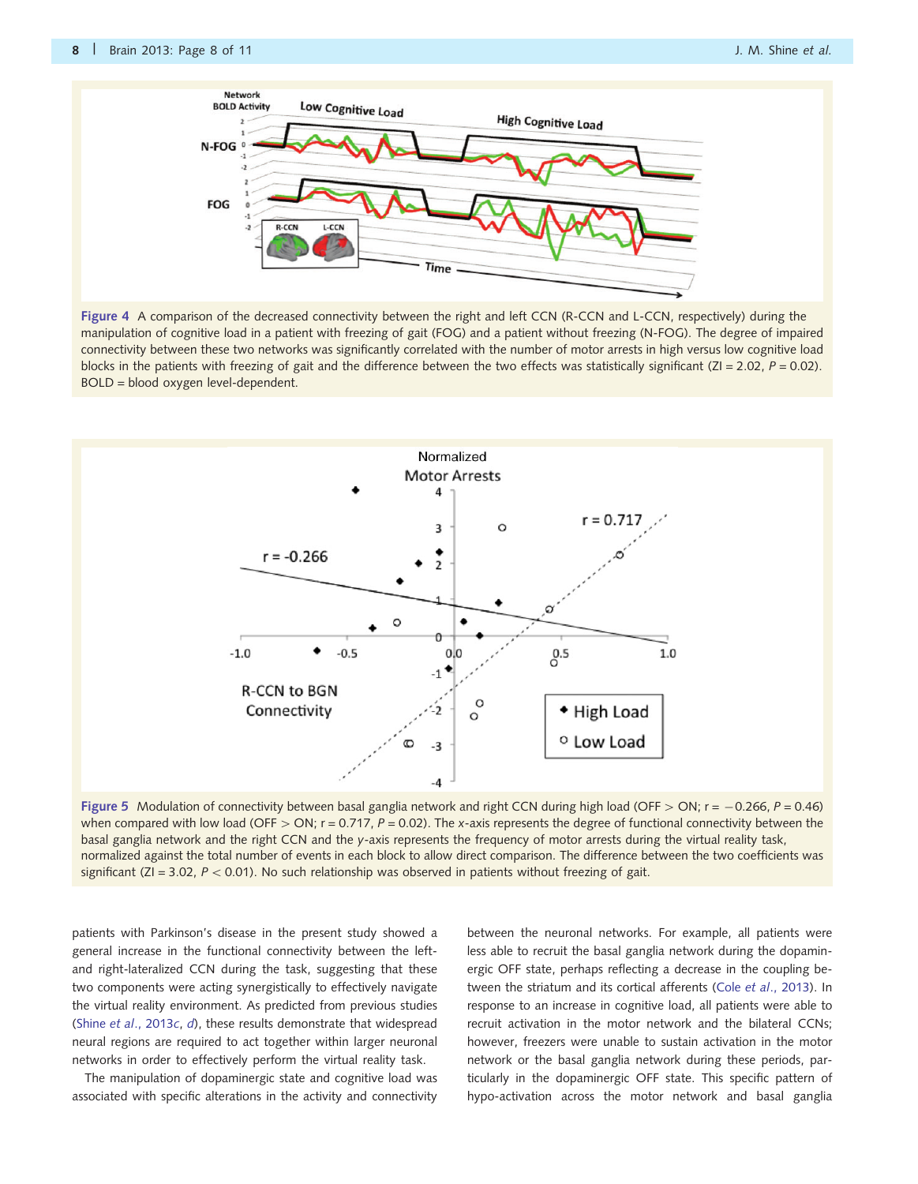Figure 4 A comparison of the decreased connectivity between the right and left CCN (R-CCN and L-CCN, respectively) during the manipulation of cognitive load in a patient with freezing of gait (FOG) and a patient without freezing (N-FOG). The degree of impaired connectivity between these two networks was significantly correlated with the number of motor arrests in high versus low cognitive load blocks in the patients with freezing of gait and the difference between the two effects was statistically significant (ZI = 2.02, $P = 0.02$). BOLD = blood oxygen level-dependent.

Figure 5 Modulation of connectivity between basal ganglia network and right CCN during high load (OFF > ON; r = −0.266, $P = 0.46$) when compared with low load (OFF > ON; r = 0.717, $P = 0.02$). The *x*-axis represents the degree of functional connectivity between the basal ganglia network and the right CCN and the *y*-axis represents the frequency of motor arrests during the virtual reality task, normalized against the total number of events in each block to allow direct comparison. The difference between the two coefficients was significant (ZI = 3.02, $P < 0.01$). No such relationship was observed in patients without freezing of gait.

patients with Parkinson's disease in the present study showed a general increase in the functional connectivity between the left- and right-lateralized CCN during the task, suggesting that these two components were acting synergistically to effectively navigate the virtual reality environment. As predicted from previous studies (Shine *et al*., 2013*c*, *d*), these results demonstrate that widespread neural regions are required to act together within larger neuronal networks in order to effectively perform the virtual reality task.

The manipulation of dopaminergic state and cognitive load was associated with specific alterations in the activity and connectivity between the neuronal networks. For example, all patients were less able to recruit the basal ganglia network during the dopaminergic OFF state, perhaps reflecting a decrease in the coupling between the striatum and its cortical afferents (Cole *et al*., 2013). In response to an increase in cognitive load, all patients were able to recruit activation in the motor network and the bilateral CCNs; however, freezers were unable to sustain activation in the motor network or the basal ganglia network during these periods, particularly in the dopaminergic OFF state. This specific pattern of hypo-activation across the motor network and basal ganglia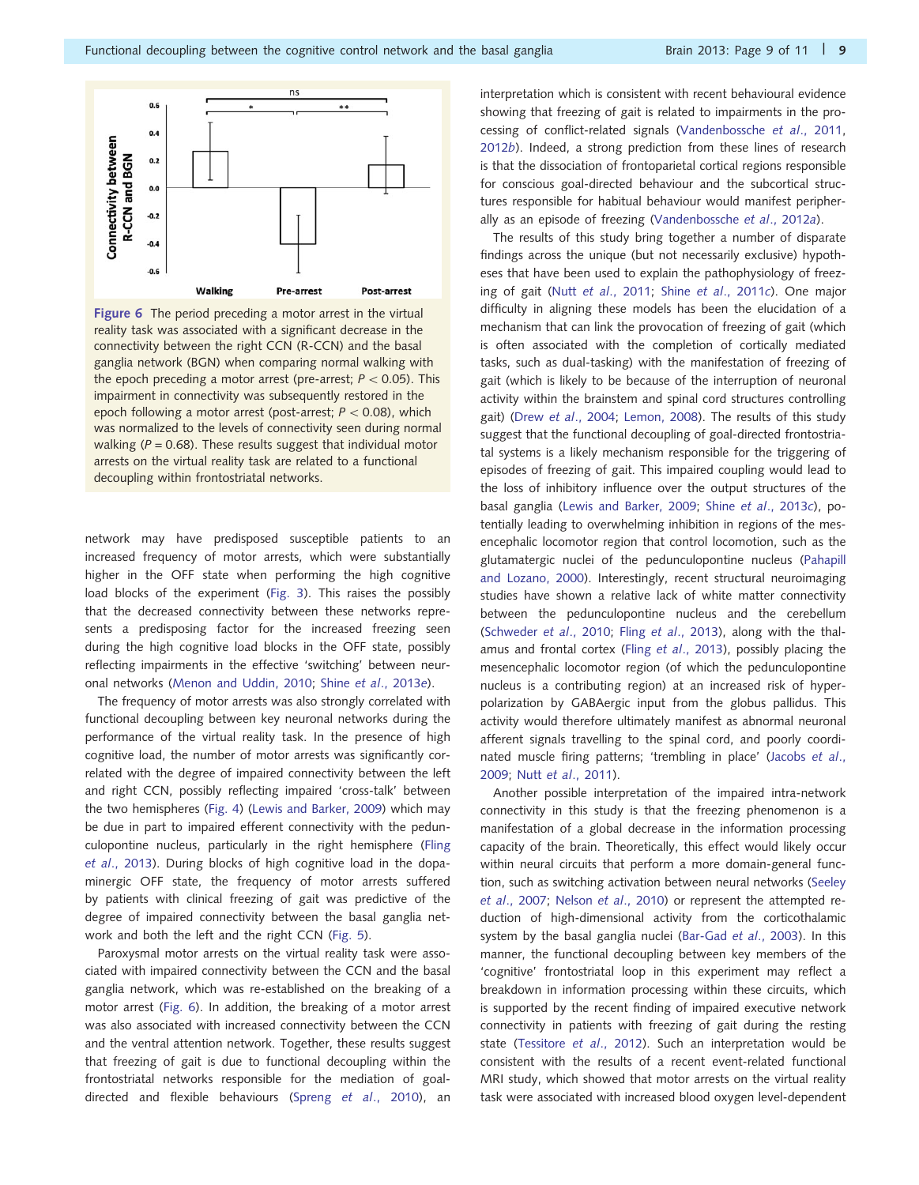Figure 6 The period preceding a motor arrest in the virtual reality task was associated with a significant decrease in the connectivity between the right CCN (R-CCN) and the basal ganglia network (BGN) when comparing normal walking with the epoch preceding a motor arrest (pre-arrest; $P < 0.05$). This impairment in connectivity was subsequently restored in the epoch following a motor arrest (post-arrest; $P < 0.08$), which was normalized to the levels of connectivity seen during normal walking ($P = 0.68$). These results suggest that individual motor arrests on the virtual reality task are related to a functional decoupling within frontostriatal networks.

network may have predisposed susceptible patients to an increased frequency of motor arrests, which were substantially higher in the OFF state when performing the high cognitive load blocks of the experiment (Fig. 3). This raises the possibly that the decreased connectivity between these networks represents a predisposing factor for the increased freezing seen during the high cognitive load blocks in the OFF state, possibly reflecting impairments in the effective 'switching' between neuronal networks (Menon and Uddin, 2010; Shine *et al*., 2013e).

The frequency of motor arrests was also strongly correlated with functional decoupling between key neuronal networks during the performance of the virtual reality task. In the presence of high cognitive load, the number of motor arrests was significantly correlated with the degree of impaired connectivity between the left and right CCN, possibly reflecting impaired 'cross-talk' between the two hemispheres (Fig. 4) (Lewis and Barker, 2009) which may be due in part to impaired efferent connectivity with the pedunculopontine nucleus, particularly in the right hemisphere (Fling *et al*., 2013). During blocks of high cognitive load in the dopaminergic OFF state, the frequency of motor arrests suffered by patients with clinical freezing of gait was predictive of the degree of impaired connectivity between the basal ganglia network and both the left and the right CCN (Fig. 5).

Paroxysmal motor arrests on the virtual reality task were associated with impaired connectivity between the CCN and the basal ganglia network, which was re-established on the breaking of a motor arrest (Fig. 6). In addition, the breaking of a motor arrest was also associated with increased connectivity between the CCN and the ventral attention network. Together, these results suggest that freezing of gait is due to functional decoupling within the frontostriatal networks responsible for the mediation of goal-directed and flexible behaviours (Spreng *et al*., 2010), an interpretation which is consistent with recent behavioural evidence showing that freezing of gait is related to impairments in the processing of conflict-related signals (Vandenbossche *et al*., 2011, 2012*b*). Indeed, a strong prediction from these lines of research is that the dissociation of frontoparietal cortical regions responsible for conscious goal-directed behaviour and the subcortical structures responsible for habitual behaviour would manifest peripherally as an episode of freezing (Vandenbossche *et al*., 2012*a*).

The results of this study bring together a number of disparate findings across the unique (but not necessarily exclusive) hypotheses that have been used to explain the pathophysiology of freezing of gait (Nutt *et al*., 2011; Shine *et al*., 2011*c*). One major difficulty in aligning these models has been the elucidation of a mechanism that can link the provocation of freezing of gait (which is often associated with the completion of cortically mediated tasks, such as dual-tasking) with the manifestation of freezing of gait (which is likely to be because of the interruption of neuronal activity within the brainstem and spinal cord structures controlling gait) (Drew *et al*., 2004; Lemon, 2008). The results of this study suggest that the functional decoupling of goal-directed frontostriatal systems is a likely mechanism responsible for the triggering of episodes of freezing of gait. This impaired coupling would lead to the loss of inhibitory influence over the output structures of the basal ganglia (Lewis and Barker, 2009; Shine *et al*., 2013*c*), potentially leading to overwhelming inhibition in regions of the mesencephalic locomotor region that control locomotion, such as the glutamatergic nuclei of the pedunculopontine nucleus (Pahapill and Lozano, 2000). Interestingly, recent structural neuroimaging studies have shown a relative lack of white matter connectivity between the pedunculopontine nucleus and the cerebellum (Schweder *et al*., 2010; Fling *et al*., 2013), along with the thalamus and frontal cortex (Fling *et al*., 2013), possibly placing the mesencephalic locomotor region (of which the pedunculopontine nucleus is a contributing region) at an increased risk of hyperpolarization by GABAergic input from the globus pallidus. This activity would therefore ultimately manifest as abnormal neuronal afferent signals travelling to the spinal cord, and poorly coordinated muscle firing patterns; 'trembling in place' (Jacobs *et al*., 2009; Nutt *et al*., 2011).

Another possible interpretation of the impaired intra-network connectivity in this study is that the freezing phenomenon is a manifestation of a global decrease in the information processing capacity of the brain. Theoretically, this effect would likely occur within neural circuits that perform a more domain-general function, such as switching activation between neural networks (Seeley *et al*., 2007; Nelson *et al*., 2010) or represent the attempted reduction of high-dimensional activity from the corticothalamic system by the basal ganglia nuclei (Bar-Gad *et al*., 2003). In this manner, the functional decoupling between key members of the 'cognitive' frontostriatal loop in this experiment may reflect a breakdown in information processing within these circuits, which is supported by the recent finding of impaired executive network connectivity in patients with freezing of gait during the resting state (Tessitore *et al*., 2012). Such an interpretation would be consistent with the results of a recent event-related functional MRI study, which showed that motor arrests on the virtual reality task were associated with increased blood oxygen level-dependent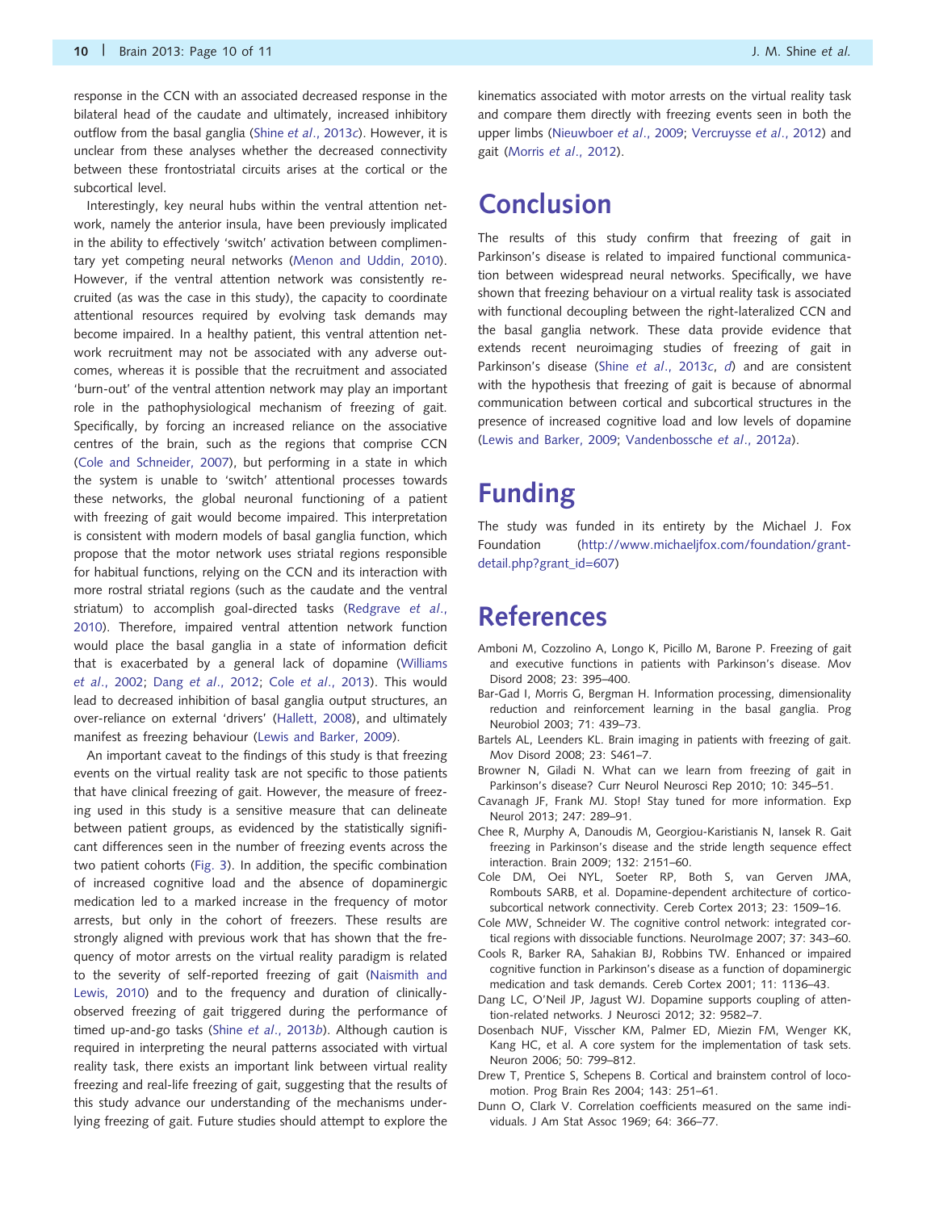response in the CCN with an associated decreased response in the bilateral head of the caudate and ultimately, increased inhibitory outflow from the basal ganglia (Shine *et al*., 2013*c*). However, it is unclear from these analyses whether the decreased connectivity between these frontostriatal circuits arises at the cortical or the subcortical level.

Interestingly, key neural hubs within the ventral attention network, namely the anterior insula, have been previously implicated in the ability to effectively 'switch' activation between complimentary yet competing neural networks (Menon and Uddin, 2010). However, if the ventral attention network was consistently recruited (as was the case in this study), the capacity to coordinate attentional resources required by evolving task demands may become impaired. In a healthy patient, this ventral attention network recruitment may not be associated with any adverse outcomes, whereas it is possible that the recruitment and associated 'burn-out' of the ventral attention network may play an important role in the pathophysiological mechanism of freezing of gait. Specifically, by forcing an increased reliance on the associative centres of the brain, such as the regions that comprise CCN (Cole and Schneider, 2007), but performing in a state in which the system is unable to 'switch' attentional processes towards these networks, the global neuronal functioning of a patient with freezing of gait would become impaired. This interpretation is consistent with modern models of basal ganglia function, which propose that the motor network uses striatal regions responsible for habitual functions, relying on the CCN and its interaction with more rostral striatal regions (such as the caudate and the ventral striatum) to accomplish goal-directed tasks (Redgrave *et al*., 2010). Therefore, impaired ventral attention network function would place the basal ganglia in a state of information deficit that is exacerbated by a general lack of dopamine (Williams *et al*., 2002; Dang *et al*., 2012; Cole *et al*., 2013). This would lead to decreased inhibition of basal ganglia output structures, an over-reliance on external 'drivers' (Hallett, 2008), and ultimately manifest as freezing behaviour (Lewis and Barker, 2009).

An important caveat to the findings of this study is that freezing events on the virtual reality task are not specific to those patients that have clinical freezing of gait. However, the measure of freezing used in this study is a sensitive measure that can delineate between patient groups, as evidenced by the statistically significant differences seen in the number of freezing events across the two patient cohorts (Fig. 3). In addition, the specific combination of increased cognitive load and the absence of dopaminergic medication led to a marked increase in the frequency of motor arrests, but only in the cohort of freezers. These results are strongly aligned with previous work that has shown that the frequency of motor arrests on the virtual reality paradigm is related to the severity of self-reported freezing of gait (Naismith and Lewis, 2010) and to the frequency and duration of clinically-observed freezing of gait triggered during the performance of timed up-and-go tasks (Shine *et al*., 2013*b*). Although caution is required in interpreting the neural patterns associated with virtual reality task, there exists an important link between virtual reality freezing and real-life freezing of gait, suggesting that the results of this study advance our understanding of the mechanisms underlying freezing of gait. Future studies should attempt to explore the kinematics associated with motor arrests on the virtual reality task and compare them directly with freezing events seen in both the upper limbs (Nieuwboer *et al*., 2009; Vercruysse *et al*., 2012) and gait (Morris *et al*., 2012).

# Conclusion

The results of this study confirm that freezing of gait in Parkinson's disease is related to impaired functional communication between widespread neural networks. Specifically, we have shown that freezing behaviour on a virtual reality task is associated with functional decoupling between the right-lateralized CCN and the basal ganglia network. These data provide evidence that extends recent neuroimaging studies of freezing of gait in Parkinson's disease (Shine *et al*., 2013*c*, *d*) and are consistent with the hypothesis that freezing of gait is because of abnormal communication between cortical and subcortical structures in the presence of increased cognitive load and low levels of dopamine (Lewis and Barker, 2009; Vandenbossche *et al*., 2012*a*).

# Funding

The study was funded in its entirety by the Michael J. Fox Foundation (http://www.michaeljfox.com/foundation/grant-detail.php?grant_id=607)

# References

Amboni M, Cozzolino A, Longo K, Picillo M, Barone P. Freezing of gait and executive functions in patients with Parkinson's disease. Mov Disord 2008; 23: 395–400.

Bar-Gad I, Morris G, Bergman H. Information processing, dimensionality reduction and reinforcement learning in the basal ganglia. Prog Neurobiol 2003; 71: 439–73.

Bartels AL, Leenders KL. Brain imaging in patients with freezing of gait. Mov Disord 2008; 23: S461–7.

Browner N, Giladi N. What can we learn from freezing of gait in Parkinson's disease? Curr Neurol Neurosci Rep 2010; 10: 345–51.

Cavanagh JF, Frank MJ. Stop! Stay tuned for more information. Exp Neurol 2013; 247: 289–91.

Chee R, Murphy A, Danoudis M, Georgiou-Karistianis N, Iansek R. Gait freezing in Parkinson's disease and the stride length sequence effect interaction. Brain 2009; 132: 2151–60.

Cole DM, Oei NYL, Soeter RP, Both S, van Gerven JMA, Rombouts SARB, et al. Dopamine-dependent architecture of cortico-subcortical network connectivity. Cereb Cortex 2013; 23: 1509–16.

Cole MW, Schneider W. The cognitive control network: integrated cortical regions with dissociable functions. NeuroImage 2007; 37: 343–60.

Cools R, Barker RA, Sahakian BJ, Robbins TW. Enhanced or impaired cognitive function in Parkinson's disease as a function of dopaminergic medication and task demands. Cereb Cortex 2001; 11: 1136–43.

Dang LC, O'Neil JP, Jagust WJ. Dopamine supports coupling of attention-related networks. J Neurosci 2012; 32: 9582–7.

Dosenbach NUF, Visscher KM, Palmer ED, Miezin FM, Wenger KK, Kang HC, et al. A core system for the implementation of task sets. Neuron 2006; 50: 799–812.

Drew T, Prentice S, Schepens B. Cortical and brainstem control of locomotion. Prog Brain Res 2004; 143: 251–61.

Dunn O, Clark V. Correlation coefficients measured on the same individuals. J Am Stat Assoc 1969; 64: 366–77.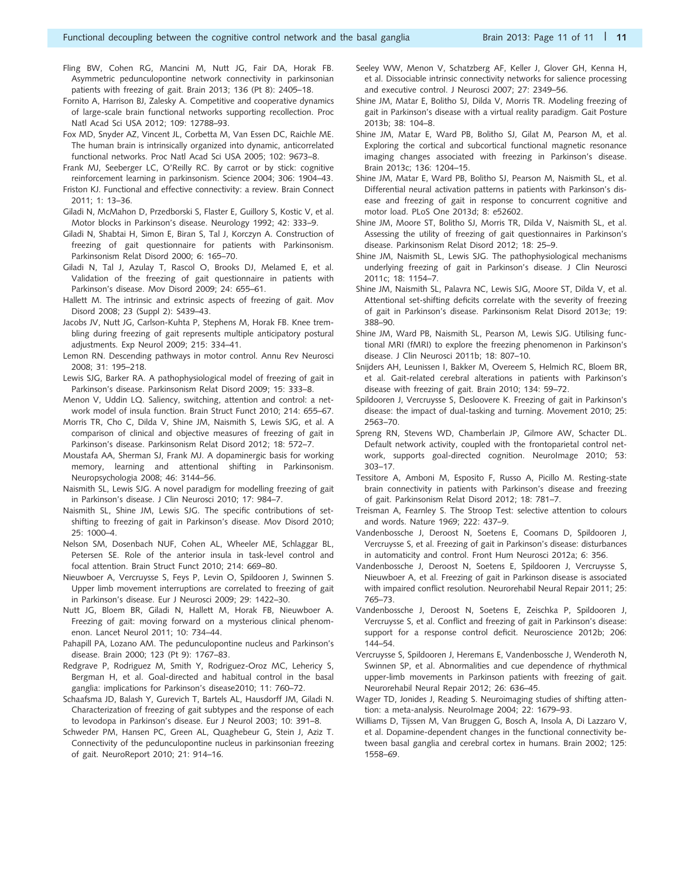Fling BW, Cohen RG, Mancini M, Nutt JG, Fair DA, Horak FB. Asymmetric pedunculopontine network connectivity in parkinsonian patients with freezing of gait. Brain 2013; 136 (Pt 8): 2405–18.

Fornito A, Harrison BJ, Zalesky A. Competitive and cooperative dynamics of large-scale brain functional networks supporting recollection. Proc Natl Acad Sci USA 2012; 109: 12788–93.

Fox MD, Snyder AZ, Vincent JL, Corbetta M, Van Essen DC, Raichle ME. The human brain is intrinsically organized into dynamic, anticorrelated functional networks. Proc Natl Acad Sci USA 2005; 102: 9673–8.

Frank MJ, Seeberger LC, O'Reilly RC. By carrot or by stick: cognitive reinforcement learning in parkinsonism. Science 2004; 306: 1904–43.

Friston KJ. Functional and effective connectivity: a review. Brain Connect 2011; 1: 13–36.

Giladi N, McMahon D, Przedborski S, Flaster E, Guillory S, Kostic V, et al. Motor blocks in Parkinson's disease. Neurology 1992; 42: 333–9.

Giladi N, Shabtai H, Simon E, Biran S, Tal J, Korczyn A. Construction of freezing of gait questionnaire for patients with Parkinsonism. Parkinsonism Relat Disord 2000; 6: 165–70.

Giladi N, Tal J, Azulay T, Rascol O, Brooks DJ, Melamed E, et al. Validation of the freezing of gait questionnaire in patients with Parkinson's disease. Mov Disord 2009; 24: 655–61.

Hallett M. The intrinsic and extrinsic aspects of freezing of gait. Mov Disord 2008; 23 (Suppl 2): S439–43.

Jacobs JV, Nutt JG, Carlson-Kuhta P, Stephens M, Horak FB. Knee trembling during freezing of gait represents multiple anticipatory postural adjustments. Exp Neurol 2009; 215: 334–41.

Lemon RN. Descending pathways in motor control. Annu Rev Neurosci 2008; 31: 195–218.

Lewis SJG, Barker RA. A pathophysiological model of freezing of gait in Parkinson's disease. Parkinsonism Relat Disord 2009; 15: 333–8.

Menon V, Uddin LQ. Saliency, switching, attention and control: a network model of insula function. Brain Struct Funct 2010; 214: 655–67.

Morris TR, Cho C, Dilda V, Shine JM, Naismith S, Lewis SJG, et al. A comparison of clinical and objective measures of freezing of gait in Parkinson's disease. Parkinsonism Relat Disord 2012; 18: 572–7.

Moustafa AA, Sherman SJ, Frank MJ. A dopaminergic basis for working memory, learning and attentional shifting in Parkinsonism. Neuropsychologia 2008; 46: 3144–56.

Naismith SL, Lewis SJG. A novel paradigm for modelling freezing of gait in Parkinson's disease. J Clin Neurosci 2010; 17: 984–7.

Naismith SL, Shine JM, Lewis SJG. The specific contributions of set-shifting to freezing of gait in Parkinson's disease. Mov Disord 2010; 25: 1000–4.

Nelson SM, Dosenbach NUF, Cohen AL, Wheeler ME, Schlaggar BL, Petersen SE. Role of the anterior insula in task-level control and focal attention. Brain Struct Funct 2010; 214: 669–80.

Nieuwboer A, Vercruysse S, Feys P, Levin O, Spildooren J, Swinnen S. Upper limb movement interruptions are correlated to freezing of gait in Parkinson's disease. Eur J Neurosci 2009; 29: 1422–30.

Nutt JG, Bloem BR, Giladi N, Hallett M, Horak FB, Nieuwboer A. Freezing of gait: moving forward on a mysterious clinical phenomenon. Lancet Neurol 2011; 10: 734–44.

Pahapill PA, Lozano AM. The pedunculopontine nucleus and Parkinson's disease. Brain 2000; 123 (Pt 9): 1767–83.

Redgrave P, Rodriguez M, Smith Y, Rodriguez-Oroz MC, Lehericy S, Bergman H, et al. Goal-directed and habitual control in the basal ganglia: implications for Parkinson's disease2010; 11: 760–72.

Schaafsma JD, Balash Y, Gurevich T, Bartels AL, Hausdorff JM, Giladi N. Characterization of freezing of gait subtypes and the response of each to levodopa in Parkinson's disease. Eur J Neurol 2003; 10: 391–8.

Schweder PM, Hansen PC, Green AL, Quaghebeur G, Stein J, Aziz T. Connectivity of the pedunculopontine nucleus in parkinsonian freezing of gait. NeuroReport 2010; 21: 914–16.

Seeley WW, Menon V, Schatzberg AF, Keller J, Glover GH, Kenna H, et al. Dissociable intrinsic connectivity networks for salience processing and executive control. J Neurosci 2007; 27: 2349–56.

Shine JM, Matar E, Bolitho SJ, Dilda V, Morris TR. Modeling freezing of gait in Parkinson's disease with a virtual reality paradigm. Gait Posture 2013b; 38: 104–8.

Shine JM, Matar E, Ward PB, Bolitho SJ, Gilat M, Pearson M, et al. Exploring the cortical and subcortical functional magnetic resonance imaging changes associated with freezing in Parkinson's disease. Brain 2013c; 136: 1204–15.

Shine JM, Matar E, Ward PB, Bolitho SJ, Pearson M, Naismith SL, et al. Differential neural activation patterns in patients with Parkinson's disease and freezing of gait in response to concurrent cognitive and motor load. PLoS One 2013d; 8: e52602.

Shine JM, Moore ST, Bolitho SJ, Morris TR, Dilda V, Naismith SL, et al. Assessing the utility of freezing of gait questionnaires in Parkinson's disease. Parkinsonism Relat Disord 2012; 18: 25–9.

Shine JM, Naismith SL, Lewis SJG. The pathophysiological mechanisms underlying freezing of gait in Parkinson's disease. J Clin Neurosci 2011c; 18: 1154–7.

Shine JM, Naismith SL, Palavra NC, Lewis SJG, Moore ST, Dilda V, et al. Attentional set-shifting deficits correlate with the severity of freezing of gait in Parkinson's disease. Parkinsonism Relat Disord 2013e; 19: 388–90.

Shine JM, Ward PB, Naismith SL, Pearson M, Lewis SJG. Utilising functional MRI (fMRI) to explore the freezing phenomenon in Parkinson's disease. J Clin Neurosci 2011b; 18: 807–10.

Snijders AH, Leunissen I, Bakker M, Overeem S, Helmich RC, Bloem BR, et al. Gait-related cerebral alterations in patients with Parkinson's disease with freezing of gait. Brain 2010; 134: 59–72.

Spildooren J, Vercruysse S, Desloovere K. Freezing of gait in Parkinson's disease: the impact of dual-tasking and turning. Movement 2010; 25: 2563–70.

Spreng RN, Stevens WD, Chamberlain JP, Gilmore AW, Schacter DL. Default network activity, coupled with the frontoparietal control network, supports goal-directed cognition. NeuroImage 2010; 53: 303–17.

Tessitore A, Amboni M, Esposito F, Russo A, Picillo M. Resting-state brain connectivity in patients with Parkinson's disease and freezing of gait. Parkinsonism Relat Disord 2012; 18: 781–7.

Treisman A, Fearnley S. The Stroop Test: selective attention to colours and words. Nature 1969; 222: 437–9.

Vandenbossche J, Deroost N, Soetens E, Coomans D, Spildooren J, Vercruysse S, et al. Freezing of gait in Parkinson's disease: disturbances in automaticity and control. Front Hum Neurosci 2012a; 6: 356.

Vandenbossche J, Deroost N, Soetens E, Spildooren J, Vercruysse S, Nieuwboer A, et al. Freezing of gait in Parkinson disease is associated with impaired conflict resolution. Neurorehabil Neural Repair 2011; 25: 765–73.

Vandenbossche J, Deroost N, Soetens E, Zeischka P, Spildooren J, Vercruysse S, et al. Conflict and freezing of gait in Parkinson's disease: support for a response control deficit. Neuroscience 2012b; 206: 144–54.

Vercruysse S, Spildooren J, Heremans E, Vandenbossche J, Wenderoth N, Swinnen SP, et al. Abnormalities and cue dependence of rhythmical upper-limb movements in Parkinson patients with freezing of gait. Neurorehabil Neural Repair 2012; 26: 636–45.

Wager TD, Jonides J, Reading S. Neuroimaging studies of shifting attention: a meta-analysis. NeuroImage 2004; 22: 1679–93.

Williams D, Tijssen M, Van Bruggen G, Bosch A, Insola A, Di Lazzaro V, et al. Dopamine-dependent changes in the functional connectivity between basal ganglia and cerebral cortex in humans. Brain 2002; 125: 1558–69.